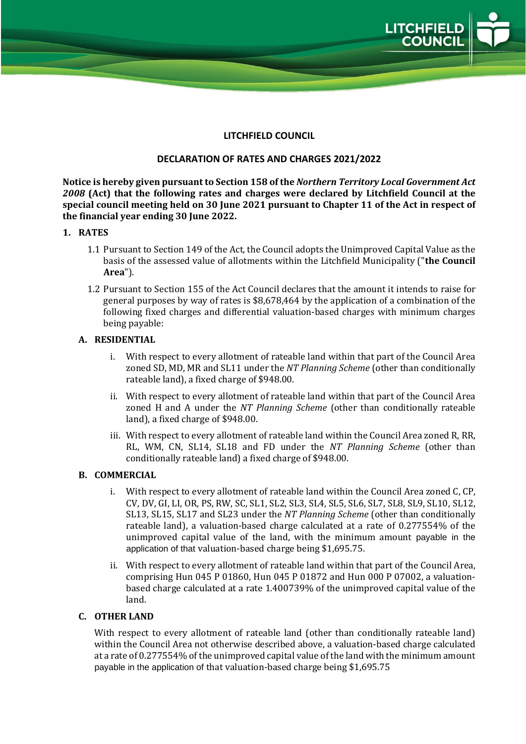# LITCHFIELD COUNCIL

## DECLARATION OF RATES AND CHARGES 2021/2022

**Notice is hereby given pursuant to Section 158 of the *Northern Territory Local Government Act 2008* (Act) that the following rates and charges were declared by Litchfield Council at the special council meeting held on 30 June 2021 pursuant to Chapter 11 of the Act in respect of the financial year ending 30 June 2022.**

### 1. RATES

1.1 Pursuant to Section 149 of the Act, the Council adopts the Unimproved Capital Value as the basis of the assessed value of allotments within the Litchfield Municipality ("**the Council Area**").

1.2 Pursuant to Section 155 of the Act Council declares that the amount it intends to raise for general purposes by way of rates is $8,678,464 by the application of a combination of the following fixed charges and differential valuation-based charges with minimum charges being payable:

#### A. RESIDENTIAL

i. With respect to every allotment of rateable land within that part of the Council Area zoned SD, MD, MR and SL11 under the *NT Planning Scheme* (other than conditionally rateable land), a fixed charge of $948.00.

ii. With respect to every allotment of rateable land within that part of the Council Area zoned H and A under the *NT Planning Scheme* (other than conditionally rateable land), a fixed charge of $948.00.

iii. With respect to every allotment of rateable land within the Council Area zoned R, RR, RL, WM, CN, SL14, SL18 and FD under the *NT Planning Scheme* (other than conditionally rateable land) a fixed charge of $948.00.

#### B. COMMERCIAL

i. With respect to every allotment of rateable land within the Council Area zoned C, CP, CV, DV, GI, LI, OR, PS, RW, SC, SL1, SL2, SL3, SL4, SL5, SL6, SL7, SL8, SL9, SL10, SL12, SL13, SL15, SL17 and SL23 under the *NT Planning Scheme* (other than conditionally rateable land), a valuation-based charge calculated at a rate of 0.277554% of the unimproved capital value of the land, with the minimum amount payable in the application of that valuation-based charge being $1,695.75.

ii. With respect to every allotment of rateable land within that part of the Council Area, comprising Hun 045 P 01860, Hun 045 P 01872 and Hun 000 P 07002, a valuation-based charge calculated at a rate 1.400739% of the unimproved capital value of the land.

#### C. OTHER LAND

With respect to every allotment of rateable land (other than conditionally rateable land) within the Council Area not otherwise described above, a valuation-based charge calculated at a rate of 0.277554% of the unimproved capital value of the land with the minimum amount payable in the application of that valuation-based charge being $1,695.75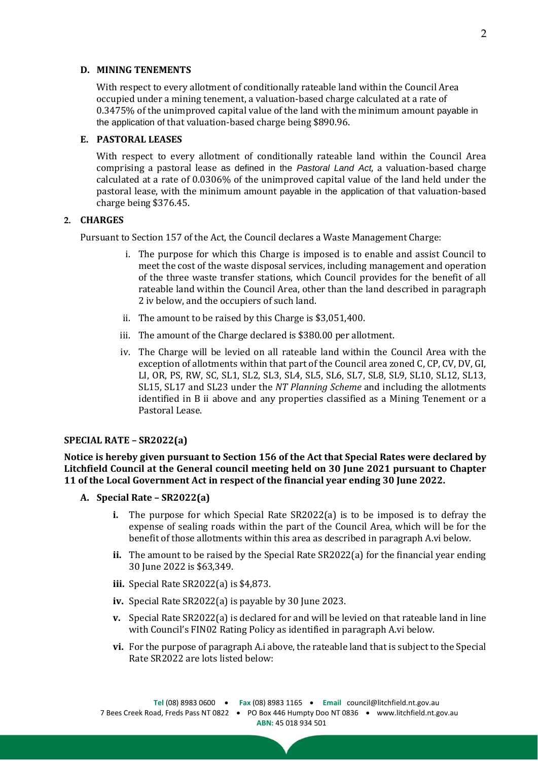**D. MINING TENEMENTS**

With respect to every allotment of conditionally rateable land within the Council Area occupied under a mining tenement, a valuation-based charge calculated at a rate of 0.3475% of the unimproved capital value of the land with the minimum amount payable in the application of that valuation-based charge being $890.96.

**E. PASTORAL LEASES**

With respect to every allotment of conditionally rateable land within the Council Area comprising a pastoral lease as defined in the *Pastoral Land Act*, a valuation-based charge calculated at a rate of 0.0306% of the unimproved capital value of the land held under the pastoral lease, with the minimum amount payable in the application of that valuation-based charge being $376.45.

**2. CHARGES**

Pursuant to Section 157 of the Act, the Council declares a Waste Management Charge:

i. The purpose for which this Charge is imposed is to enable and assist Council to meet the cost of the waste disposal services, including management and operation of the three waste transfer stations, which Council provides for the benefit of all rateable land within the Council Area, other than the land described in paragraph 2 iv below, and the occupiers of such land.

ii. The amount to be raised by this Charge is $3,051,400.

iii. The amount of the Charge declared is $380.00 per allotment.

iv. The Charge will be levied on all rateable land within the Council Area with the exception of allotments within that part of the Council area zoned C, CP, CV, DV, GI, LI, OR, PS, RW, SC, SL1, SL2, SL3, SL4, SL5, SL6, SL7, SL8, SL9, SL10, SL12, SL13, SL15, SL17 and SL23 under the *NT Planning Scheme* and including the allotments identified in B ii above and any properties classified as a Mining Tenement or a Pastoral Lease.

**SPECIAL RATE – SR2022(a)**

**Notice is hereby given pursuant to Section 156 of the Act that Special Rates were declared by Litchfield Council at the General council meeting held on 30 June 2021 pursuant to Chapter 11 of the Local Government Act in respect of the financial year ending 30 June 2022.**

**A. Special Rate – SR2022(a)**

**i.** The purpose for which Special Rate SR2022(a) is to be imposed is to defray the expense of sealing roads within the part of the Council Area, which will be for the benefit of those allotments within this area as described in paragraph A.vi below.

**ii.** The amount to be raised by the Special Rate SR2022(a) for the financial year ending 30 June 2022 is $63,349.

**iii.** Special Rate SR2022(a) is $4,873.

**iv.** Special Rate SR2022(a) is payable by 30 June 2023.

**v.** Special Rate SR2022(a) is declared for and will be levied on that rateable land in line with Council's FIN02 Rating Policy as identified in paragraph A.vi below.

**vi.** For the purpose of paragraph A.i above, the rateable land that is subject to the Special Rate SR2022 are lots listed below: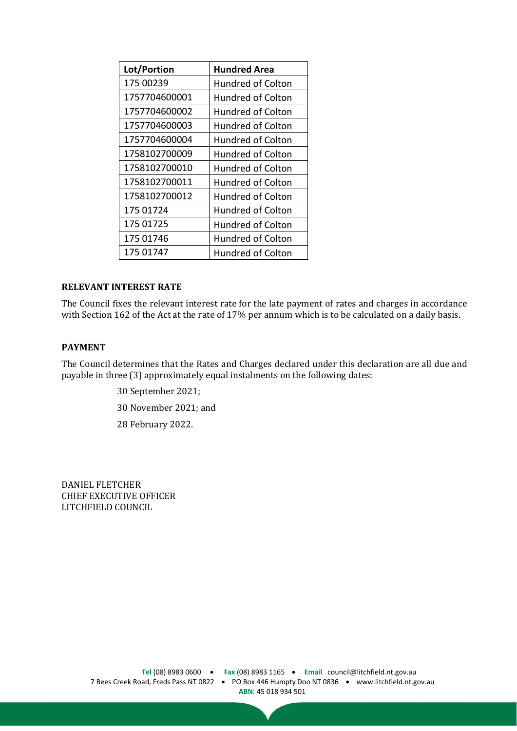| Lot/Portion | Hundred Area |
|---|---|
| 175 00239 | Hundred of Colton |
| 1757704600001 | Hundred of Colton |
| 1757704600002 | Hundred of Colton |
| 1757704600003 | Hundred of Colton |
| 1757704600004 | Hundred of Colton |
| 1758102700009 | Hundred of Colton |
| 1758102700010 | Hundred of Colton |
| 1758102700011 | Hundred of Colton |
| 1758102700012 | Hundred of Colton |
| 175 01724 | Hundred of Colton |
| 175 01725 | Hundred of Colton |
| 175 01746 | Hundred of Colton |
| 175 01747 | Hundred of Colton |

**RELEVANT INTEREST RATE**

The Council fixes the relevant interest rate for the late payment of rates and charges in accordance with Section 162 of the Act at the rate of 17% per annum which is to be calculated on a daily basis.

**PAYMENT**

The Council determines that the Rates and Charges declared under this declaration are all due and payable in three (3) approximately equal instalments on the following dates:

30 September 2021;

30 November 2021; and

28 February 2022.

DANIEL FLETCHER
CHIEF EXECUTIVE OFFICER
LITCHFIELD COUNCIL

**Tel** (08) 8983 0600 • **Fax** (08) 8983 1165 • **Email** council@litchfield.nt.gov.au
7 Bees Creek Road, Freds Pass NT 0822 • PO Box 446 Humpty Doo NT 0836 • www.litchfield.nt.gov.au
**ABN:** 45 018 934 501